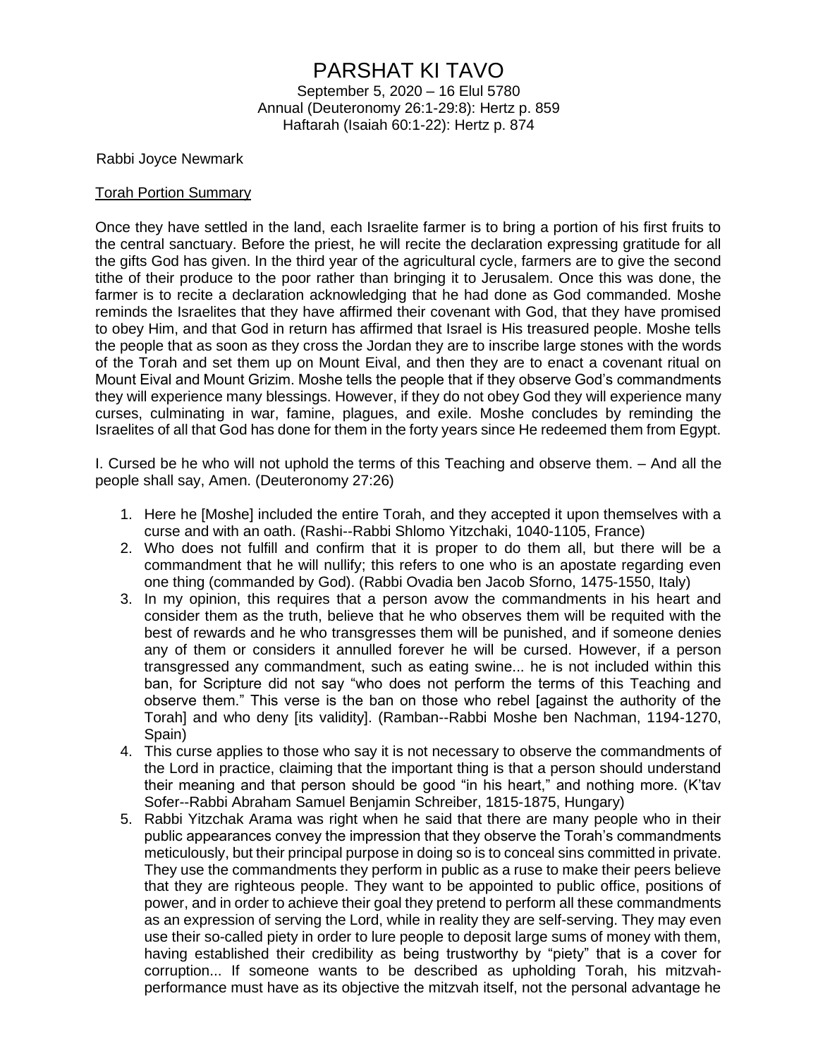# PARSHAT KI TAVO

September 5, 2020 – 16 Elul 5780
Annual (Deuteronomy 26:1-29:8): Hertz p. 859
Haftarah (Isaiah 60:1-22): Hertz p. 874

Rabbi Joyce Newmark

## Torah Portion Summary

Once they have settled in the land, each Israelite farmer is to bring a portion of his first fruits to the central sanctuary. Before the priest, he will recite the declaration expressing gratitude for all the gifts God has given. In the third year of the agricultural cycle, farmers are to give the second tithe of their produce to the poor rather than bringing it to Jerusalem. Once this was done, the farmer is to recite a declaration acknowledging that he had done as God commanded. Moshe reminds the Israelites that they have affirmed their covenant with God, that they have promised to obey Him, and that God in return has affirmed that Israel is His treasured people. Moshe tells the people that as soon as they cross the Jordan they are to inscribe large stones with the words of the Torah and set them up on Mount Eival, and then they are to enact a covenant ritual on Mount Eival and Mount Grizim. Moshe tells the people that if they observe God's commandments they will experience many blessings. However, if they do not obey God they will experience many curses, culminating in war, famine, plagues, and exile. Moshe concludes by reminding the Israelites of all that God has done for them in the forty years since He redeemed them from Egypt.

I. Cursed be he who will not uphold the terms of this Teaching and observe them. – And all the people shall say, Amen. (Deuteronomy 27:26)

1. Here he [Moshe] included the entire Torah, and they accepted it upon themselves with a curse and with an oath. (Rashi--Rabbi Shlomo Yitzchaki, 1040-1105, France)
2. Who does not fulfill and confirm that it is proper to do them all, but there will be a commandment that he will nullify; this refers to one who is an apostate regarding even one thing (commanded by God). (Rabbi Ovadia ben Jacob Sforno, 1475-1550, Italy)
3. In my opinion, this requires that a person avow the commandments in his heart and consider them as the truth, believe that he who observes them will be requited with the best of rewards and he who transgresses them will be punished, and if someone denies any of them or considers it annulled forever he will be cursed. However, if a person transgressed any commandment, such as eating swine... he is not included within this ban, for Scripture did not say "who does not perform the terms of this Teaching and observe them." This verse is the ban on those who rebel [against the authority of the Torah] and who deny [its validity]. (Ramban--Rabbi Moshe ben Nachman, 1194-1270, Spain)
4. This curse applies to those who say it is not necessary to observe the commandments of the Lord in practice, claiming that the important thing is that a person should understand their meaning and that person should be good "in his heart," and nothing more. (K'tav Sofer--Rabbi Abraham Samuel Benjamin Schreiber, 1815-1875, Hungary)
5. Rabbi Yitzchak Arama was right when he said that there are many people who in their public appearances convey the impression that they observe the Torah's commandments meticulously, but their principal purpose in doing so is to conceal sins committed in private. They use the commandments they perform in public as a ruse to make their peers believe that they are righteous people. They want to be appointed to public office, positions of power, and in order to achieve their goal they pretend to perform all these commandments as an expression of serving the Lord, while in reality they are self-serving. They may even use their so-called piety in order to lure people to deposit large sums of money with them, having established their credibility as being trustworthy by "piety" that is a cover for corruption... If someone wants to be described as upholding Torah, his mitzvah-performance must have as its objective the mitzvah itself, not the personal advantage he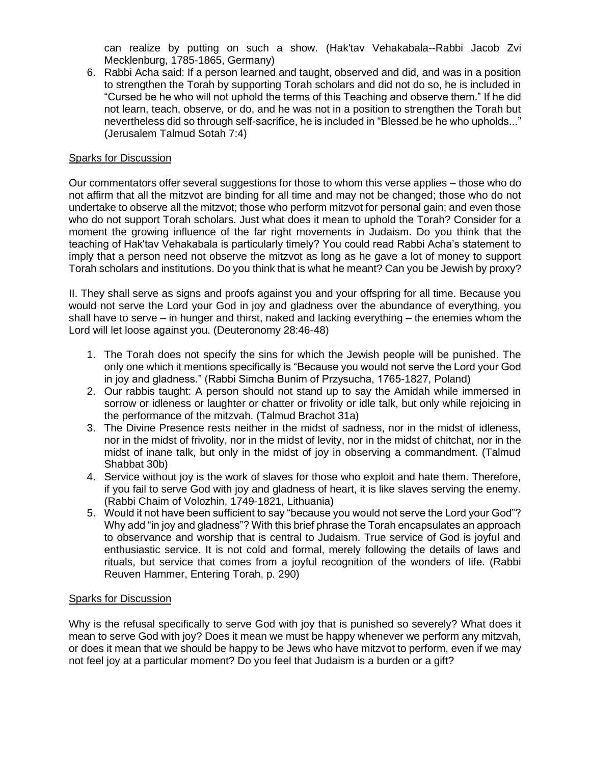can realize by putting on such a show. (Hak'tav Vehakabala--Rabbi Jacob Zvi Mecklenburg, 1785-1865, Germany)

6. Rabbi Acha said: If a person learned and taught, observed and did, and was in a position to strengthen the Torah by supporting Torah scholars and did not do so, he is included in "Cursed be he who will not uphold the terms of this Teaching and observe them." If he did not learn, teach, observe, or do, and he was not in a position to strengthen the Torah but nevertheless did so through self-sacrifice, he is included in "Blessed be he who upholds..." (Jerusalem Talmud Sotah 7:4)

Sparks for Discussion

Our commentators offer several suggestions for those to whom this verse applies – those who do not affirm that all the mitzvot are binding for all time and may not be changed; those who do not undertake to observe all the mitzvot; those who perform mitzvot for personal gain; and even those who do not support Torah scholars. Just what does it mean to uphold the Torah? Consider for a moment the growing influence of the far right movements in Judaism. Do you think that the teaching of Hak'tav Vehakabala is particularly timely? You could read Rabbi Acha's statement to imply that a person need not observe the mitzvot as long as he gave a lot of money to support Torah scholars and institutions. Do you think that is what he meant? Can you be Jewish by proxy?

II. They shall serve as signs and proofs against you and your offspring for all time. Because you would not serve the Lord your God in joy and gladness over the abundance of everything, you shall have to serve – in hunger and thirst, naked and lacking everything – the enemies whom the Lord will let loose against you. (Deuteronomy 28:46-48)

1. The Torah does not specify the sins for which the Jewish people will be punished. The only one which it mentions specifically is "Because you would not serve the Lord your God in joy and gladness." (Rabbi Simcha Bunim of Przysucha, 1765-1827, Poland)
2. Our rabbis taught: A person should not stand up to say the Amidah while immersed in sorrow or idleness or laughter or chatter or frivolity or idle talk, but only while rejoicing in the performance of the mitzvah. (Talmud Brachot 31a)
3. The Divine Presence rests neither in the midst of sadness, nor in the midst of idleness, nor in the midst of frivolity, nor in the midst of levity, nor in the midst of chitchat, nor in the midst of inane talk, but only in the midst of joy in observing a commandment. (Talmud Shabbat 30b)
4. Service without joy is the work of slaves for those who exploit and hate them. Therefore, if you fail to serve God with joy and gladness of heart, it is like slaves serving the enemy. (Rabbi Chaim of Volozhin, 1749-1821, Lithuania)
5. Would it not have been sufficient to say "because you would not serve the Lord your God"? Why add "in joy and gladness"? With this brief phrase the Torah encapsulates an approach to observance and worship that is central to Judaism. True service of God is joyful and enthusiastic service. It is not cold and formal, merely following the details of laws and rituals, but service that comes from a joyful recognition of the wonders of life. (Rabbi Reuven Hammer, Entering Torah, p. 290)

Sparks for Discussion

Why is the refusal specifically to serve God with joy that is punished so severely? What does it mean to serve God with joy? Does it mean we must be happy whenever we perform any mitzvah, or does it mean that we should be happy to be Jews who have mitzvot to perform, even if we may not feel joy at a particular moment? Do you feel that Judaism is a burden or a gift?